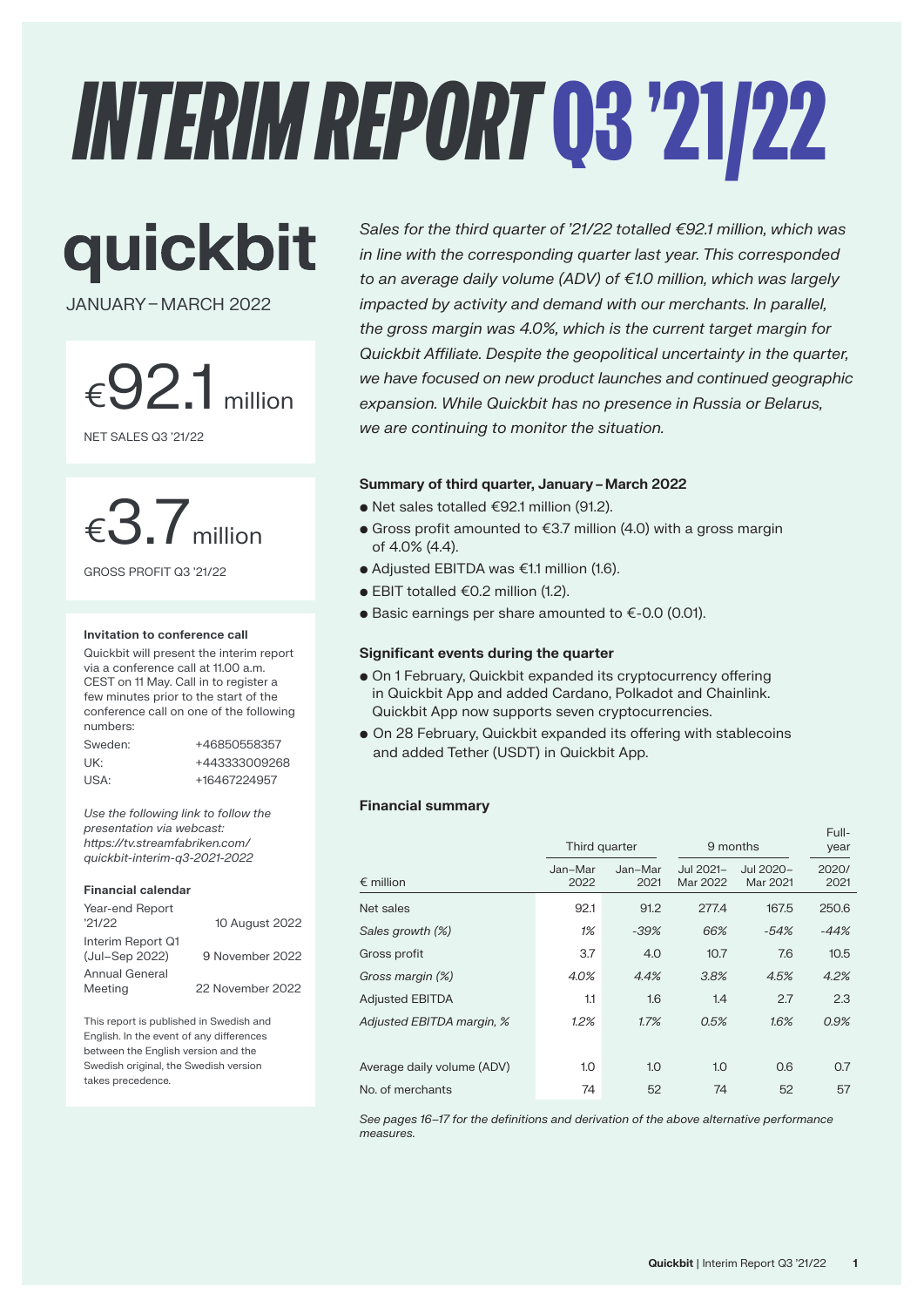# INTERIM REPORT Q3 '21/22

**quickbit**

JANUARY – MARCH 2022

€92.1 million

NET SALES Q3 '21/22

€3.7 million

GROSS PROFIT Q3 '21/22

*Sales for the third quarter of '21/22 totalled €92.1 million, which was in line with the corresponding quarter last year. This corresponded to an average daily volume (ADV) of €1.0 million, which was largely impacted by activity and demand with our merchants. In parallel, the gross margin was 4.0%, which is the current target margin for Quickbit Affiliate. Despite the geopolitical uncertainty in the quarter, we have focused on new product launches and continued geographic expansion. While Quickbit has no presence in Russia or Belarus, we are continuing to monitor the situation.*

### Summary of third quarter, January – March 2022

- Net sales totalled €92.1 million (91.2).
- Gross profit amounted to €3.7 million (4.0) with a gross margin of 4.0% (4.4).
- Adjusted EBITDA was €1.1 million (1.6).
- EBIT totalled €0.2 million (1.2).
- Basic earnings per share amounted to €-0.0 (0.01).

### Significant events during the quarter

- On 1 February, Quickbit expanded its cryptocurrency offering in Quickbit App and added Cardano, Polkadot and Chainlink. Quickbit App now supports seven cryptocurrencies.
- On 28 February, Quickbit expanded its offering with stablecoins and added Tether (USDT) in Quickbit App.

### Financial summary

| € million | Third quarter | | 9 months | | Full-year |
|---|---|---|---|---|---|
| | Jan–Mar 2022 | Jan–Mar 2021 | Jul 2021–Mar 2022 | Jul 2020–Mar 2021 | 2020/2021 |
| Net sales | 92.1 | 91.2 | 277.4 | 167.5 | 250.6 |
| *Sales growth (%)* | *1%* | *-39%* | *66%* | *-54%* | *-44%* |
| Gross profit | 3.7 | 4.0 | 10.7 | 7.6 | 10.5 |
| *Gross margin (%)* | *4.0%* | *4.4%* | *3.8%* | *4.5%* | *4.2%* |
| Adjusted EBITDA | 1.1 | 1.6 | 1.4 | 2.7 | 2.3 |
| *Adjusted EBITDA margin, %* | *1.2%* | *1.7%* | *0.5%* | *1.6%* | *0.9%* |
| | | | | | |
| Average daily volume (ADV) | 1.0 | 1.0 | 1.0 | 0.6 | 0.7 |
| No. of merchants | 74 | 52 | 74 | 52 | 57 |

*See pages 16–17 for the definitions and derivation of the above alternative performance measures.*

#### Invitation to conference call

Quickbit will present the interim report via a conference call at 11.00 a.m. CEST on 11 May. Call in to register a few minutes prior to the start of the conference call on one of the following numbers:

| | |
|---|---|
| Sweden: | +46850558357 |
| UK: | +443333009268 |
| USA: | +16467224957 |

*Use the following link to follow the presentation via webcast: https://tv.streamfabriken.com/quickbit-interim-q3-2021-2022*

#### Financial calendar

| | |
|---|---|
| Year-end Report '21/22 | 10 August 2022 |
| Interim Report Q1 (Jul–Sep 2022) | 9 November 2022 |
| Annual General Meeting | 22 November 2022 |

This report is published in Swedish and English. In the event of any differences between the English version and the Swedish original, the Swedish version takes precedence.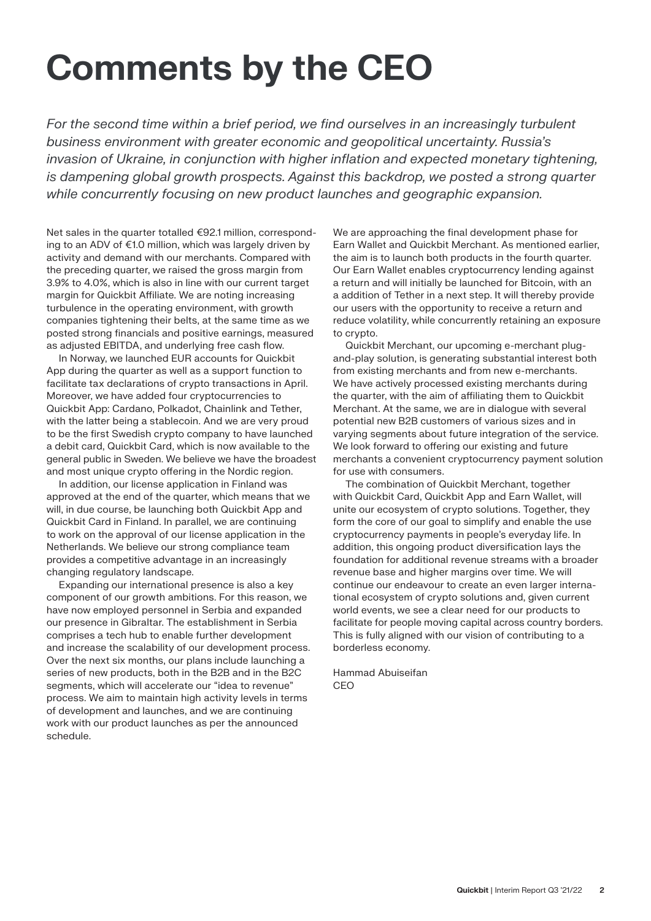# Comments by the CEO

*For the second time within a brief period, we find ourselves in an increasingly turbulent business environment with greater economic and geopolitical uncertainty. Russia's invasion of Ukraine, in conjunction with higher inflation and expected monetary tightening, is dampening global growth prospects. Against this backdrop, we posted a strong quarter while concurrently focusing on new product launches and geographic expansion.*

Net sales in the quarter totalled €92.1 million, corresponding to an ADV of €1.0 million, which was largely driven by activity and demand with our merchants. Compared with the preceding quarter, we raised the gross margin from 3.9% to 4.0%, which is also in line with our current target margin for Quickbit Affiliate. We are noting increasing turbulence in the operating environment, with growth companies tightening their belts, at the same time as we posted strong financials and positive earnings, measured as adjusted EBITDA, and underlying free cash flow.

In Norway, we launched EUR accounts for Quickbit App during the quarter as well as a support function to facilitate tax declarations of crypto transactions in April. Moreover, we have added four cryptocurrencies to Quickbit App: Cardano, Polkadot, Chainlink and Tether, with the latter being a stablecoin. And we are very proud to be the first Swedish crypto company to have launched a debit card, Quickbit Card, which is now available to the general public in Sweden. We believe we have the broadest and most unique crypto offering in the Nordic region.

In addition, our license application in Finland was approved at the end of the quarter, which means that we will, in due course, be launching both Quickbit App and Quickbit Card in Finland. In parallel, we are continuing to work on the approval of our license application in the Netherlands. We believe our strong compliance team provides a competitive advantage in an increasingly changing regulatory landscape.

Expanding our international presence is also a key component of our growth ambitions. For this reason, we have now employed personnel in Serbia and expanded our presence in Gibraltar. The establishment in Serbia comprises a tech hub to enable further development and increase the scalability of our development process. Over the next six months, our plans include launching a series of new products, both in the B2B and in the B2C segments, which will accelerate our "idea to revenue" process. We aim to maintain high activity levels in terms of development and launches, and we are continuing work with our product launches as per the announced schedule.

We are approaching the final development phase for Earn Wallet and Quickbit Merchant. As mentioned earlier, the aim is to launch both products in the fourth quarter. Our Earn Wallet enables cryptocurrency lending against a return and will initially be launched for Bitcoin, with an a addition of Tether in a next step. It will thereby provide our users with the opportunity to receive a return and reduce volatility, while concurrently retaining an exposure to crypto.

Quickbit Merchant, our upcoming e-merchant plug-and-play solution, is generating substantial interest both from existing merchants and from new e-merchants. We have actively processed existing merchants during the quarter, with the aim of affiliating them to Quickbit Merchant. At the same, we are in dialogue with several potential new B2B customers of various sizes and in varying segments about future integration of the service. We look forward to offering our existing and future merchants a convenient cryptocurrency payment solution for use with consumers.

The combination of Quickbit Merchant, together with Quickbit Card, Quickbit App and Earn Wallet, will unite our ecosystem of crypto solutions. Together, they form the core of our goal to simplify and enable the use cryptocurrency payments in people's everyday life. In addition, this ongoing product diversification lays the foundation for additional revenue streams with a broader revenue base and higher margins over time. We will continue our endeavour to create an even larger international ecosystem of crypto solutions and, given current world events, we see a clear need for our products to facilitate for people moving capital across country borders. This is fully aligned with our vision of contributing to a borderless economy.

Hammad Abuiseifan
CEO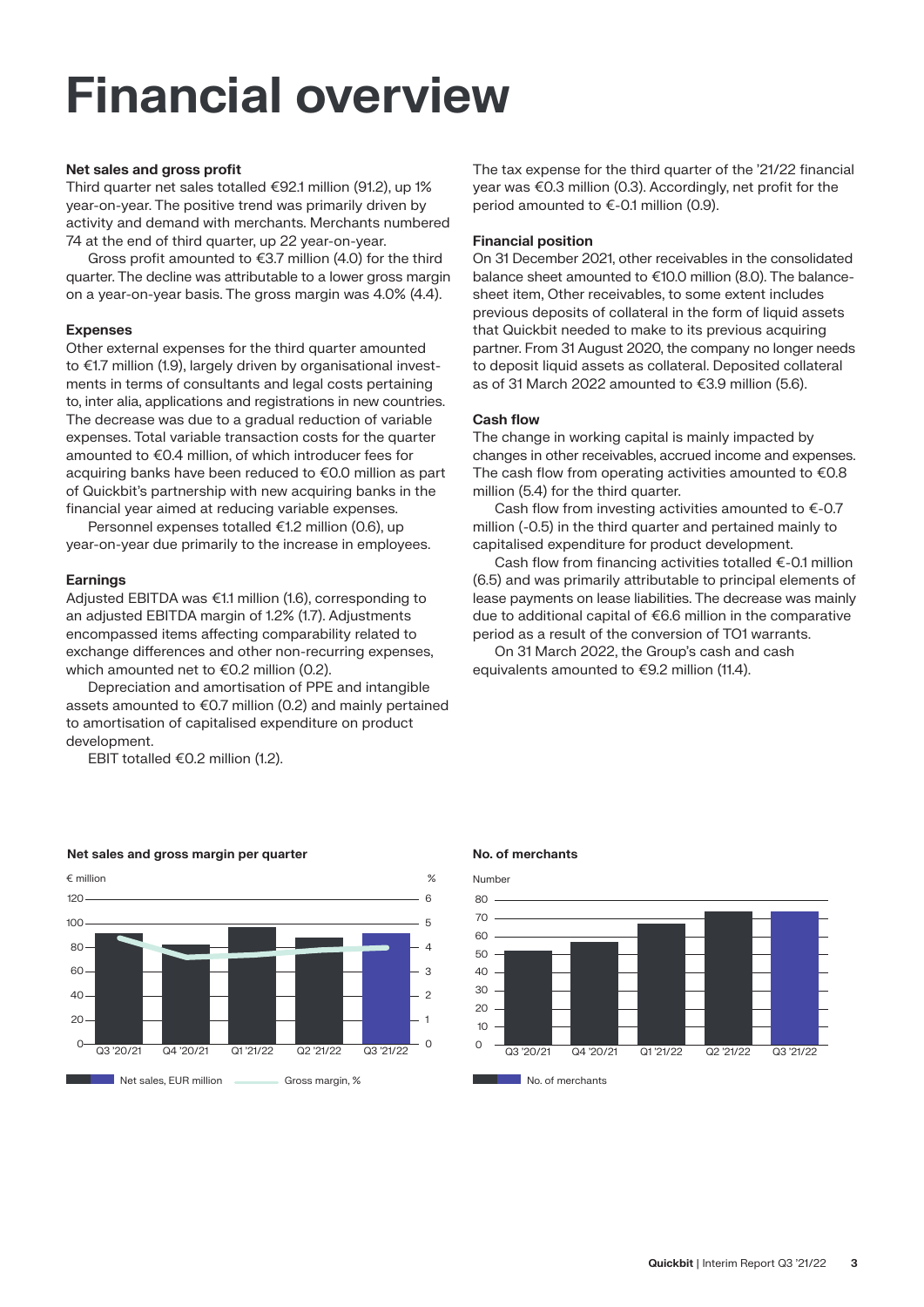# Financial overview

**Net sales and gross profit**

Third quarter net sales totalled €92.1 million (91.2), up 1% year-on-year. The positive trend was primarily driven by activity and demand with merchants. Merchants numbered 74 at the end of third quarter, up 22 year-on-year.

Gross profit amounted to €3.7 million (4.0) for the third quarter. The decline was attributable to a lower gross margin on a year-on-year basis. The gross margin was 4.0% (4.4).

**Expenses**

Other external expenses for the third quarter amounted to €1.7 million (1.9), largely driven by organisational investments in terms of consultants and legal costs pertaining to, inter alia, applications and registrations in new countries. The decrease was due to a gradual reduction of variable expenses. Total variable transaction costs for the quarter amounted to €0.4 million, of which introducer fees for acquiring banks have been reduced to €0.0 million as part of Quickbit's partnership with new acquiring banks in the financial year aimed at reducing variable expenses.

Personnel expenses totalled €1.2 million (0.6), up year-on-year due primarily to the increase in employees.

**Earnings**

Adjusted EBITDA was €1.1 million (1.6), corresponding to an adjusted EBITDA margin of 1.2% (1.7). Adjustments encompassed items affecting comparability related to exchange differences and other non-recurring expenses, which amounted net to €0.2 million (0.2).

Depreciation and amortisation of PPE and intangible assets amounted to €0.7 million (0.2) and mainly pertained to amortisation of capitalised expenditure on product development.

EBIT totalled €0.2 million (1.2).

The tax expense for the third quarter of the '21/22 financial year was €0.3 million (0.3). Accordingly, net profit for the period amounted to €-0.1 million (0.9).

**Financial position**

On 31 December 2021, other receivables in the consolidated balance sheet amounted to €10.0 million (8.0). The balance-sheet item, Other receivables, to some extent includes previous deposits of collateral in the form of liquid assets that Quickbit needed to make to its previous acquiring partner. From 31 August 2020, the company no longer needs to deposit liquid assets as collateral. Deposited collateral as of 31 March 2022 amounted to €3.9 million (5.6).

**Cash flow**

The change in working capital is mainly impacted by changes in other receivables, accrued income and expenses. The cash flow from operating activities amounted to €0.8 million (5.4) for the third quarter.

Cash flow from investing activities amounted to €-0.7 million (-0.5) in the third quarter and pertained mainly to capitalised expenditure for product development.

Cash flow from financing activities totalled €-0.1 million (6.5) and was primarily attributable to principal elements of lease payments on lease liabilities. The decrease was mainly due to additional capital of €6.6 million in the comparative period as a result of the conversion of TO1 warrants.

On 31 March 2022, the Group's cash and cash equivalents amounted to €9.2 million (11.4).

**Net sales and gross margin per quarter**

€ million | %

120, 100, 80, 60, 40, 20, 0 | 6, 5, 4, 3, 2, 1, 0

Q3 '20/21, Q4 '20/21, Q1 '21/22, Q2 '21/22, Q3 '21/22

Net sales, EUR million — Gross margin, %

**No. of merchants**

Number

80, 70, 60, 50, 40, 30, 20, 10, 0

Q3 '20/21, Q4 '20/21, Q1 '21/22, Q2 '21/22, Q3 '21/22

No. of merchants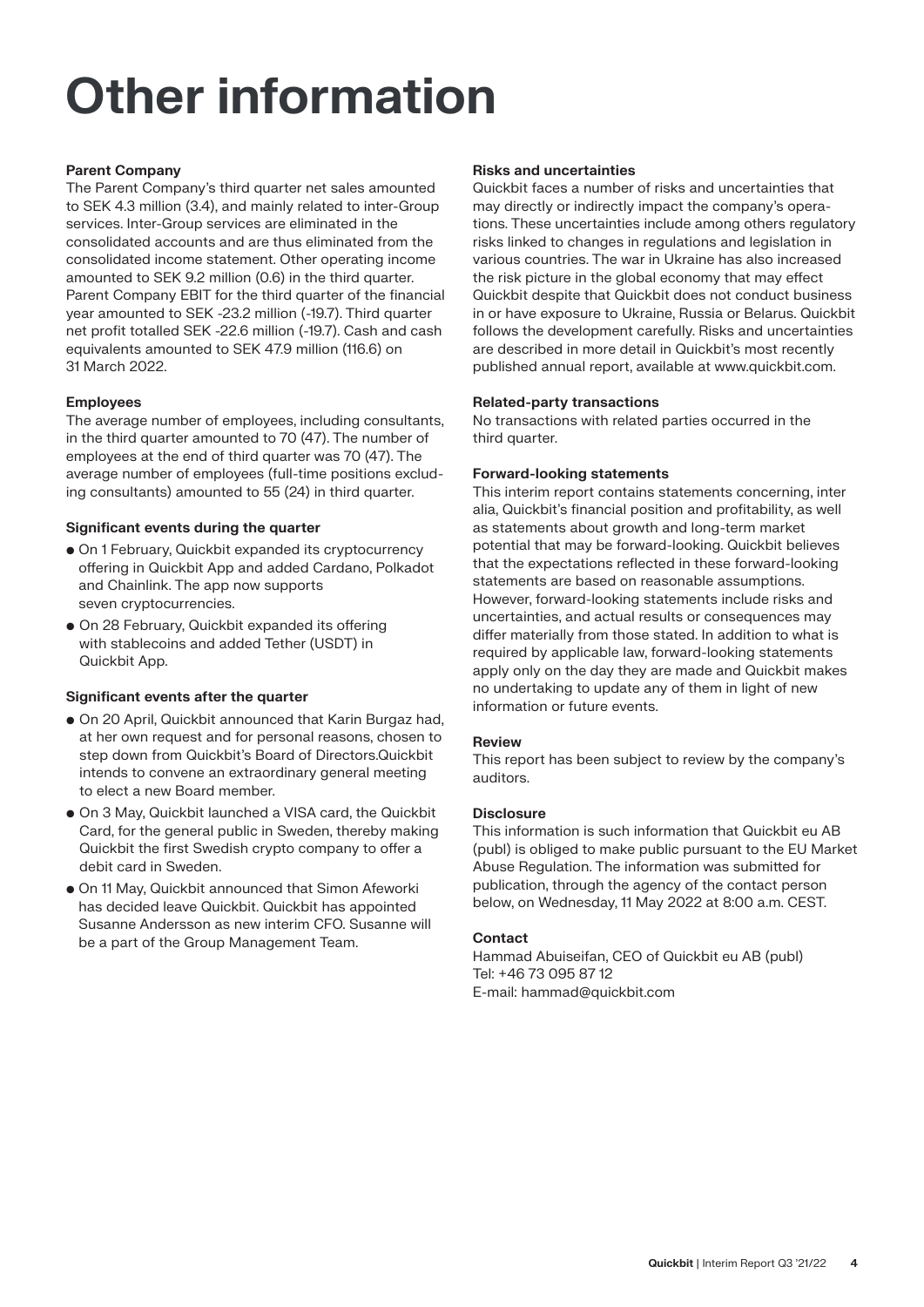# Other information

### Parent Company

The Parent Company's third quarter net sales amounted to SEK 4.3 million (3.4), and mainly related to inter-Group services. Inter-Group services are eliminated in the consolidated accounts and are thus eliminated from the consolidated income statement. Other operating income amounted to SEK 9.2 million (0.6) in the third quarter. Parent Company EBIT for the third quarter of the financial year amounted to SEK -23.2 million (-19.7). Third quarter net profit totalled SEK -22.6 million (-19.7). Cash and cash equivalents amounted to SEK 47.9 million (116.6) on 31 March 2022.

### Employees

The average number of employees, including consultants, in the third quarter amounted to 70 (47). The number of employees at the end of third quarter was 70 (47). The average number of employees (full-time positions excluding consultants) amounted to 55 (24) in third quarter.

### Significant events during the quarter

- On 1 February, Quickbit expanded its cryptocurrency offering in Quickbit App and added Cardano, Polkadot and Chainlink. The app now supports seven cryptocurrencies.
- On 28 February, Quickbit expanded its offering with stablecoins and added Tether (USDT) in Quickbit App.

### Significant events after the quarter

- On 20 April, Quickbit announced that Karin Burgaz had, at her own request and for personal reasons, chosen to step down from Quickbit's Board of Directors.Quickbit intends to convene an extraordinary general meeting to elect a new Board member.
- On 3 May, Quickbit launched a VISA card, the Quickbit Card, for the general public in Sweden, thereby making Quickbit the first Swedish crypto company to offer a debit card in Sweden.
- On 11 May, Quickbit announced that Simon Afeworki has decided leave Quickbit. Quickbit has appointed Susanne Andersson as new interim CFO. Susanne will be a part of the Group Management Team.

### Risks and uncertainties

Quickbit faces a number of risks and uncertainties that may directly or indirectly impact the company's operations. These uncertainties include among others regulatory risks linked to changes in regulations and legislation in various countries. The war in Ukraine has also increased the risk picture in the global economy that may effect Quickbit despite that Quickbit does not conduct business in or have exposure to Ukraine, Russia or Belarus. Quickbit follows the development carefully. Risks and uncertainties are described in more detail in Quickbit's most recently published annual report, available at www.quickbit.com.

### Related-party transactions

No transactions with related parties occurred in the third quarter.

### Forward-looking statements

This interim report contains statements concerning, inter alia, Quickbit's financial position and profitability, as well as statements about growth and long-term market potential that may be forward-looking. Quickbit believes that the expectations reflected in these forward-looking statements are based on reasonable assumptions. However, forward-looking statements include risks and uncertainties, and actual results or consequences may differ materially from those stated. In addition to what is required by applicable law, forward-looking statements apply only on the day they are made and Quickbit makes no undertaking to update any of them in light of new information or future events.

### Review

This report has been subject to review by the company's auditors.

### Disclosure

This information is such information that Quickbit eu AB (publ) is obliged to make public pursuant to the EU Market Abuse Regulation. The information was submitted for publication, through the agency of the contact person below, on Wednesday, 11 May 2022 at 8:00 a.m. CEST.

### Contact

Hammad Abuiseifan, CEO of Quickbit eu AB (publ)
Tel: +46 73 095 87 12
E-mail: hammad@quickbit.com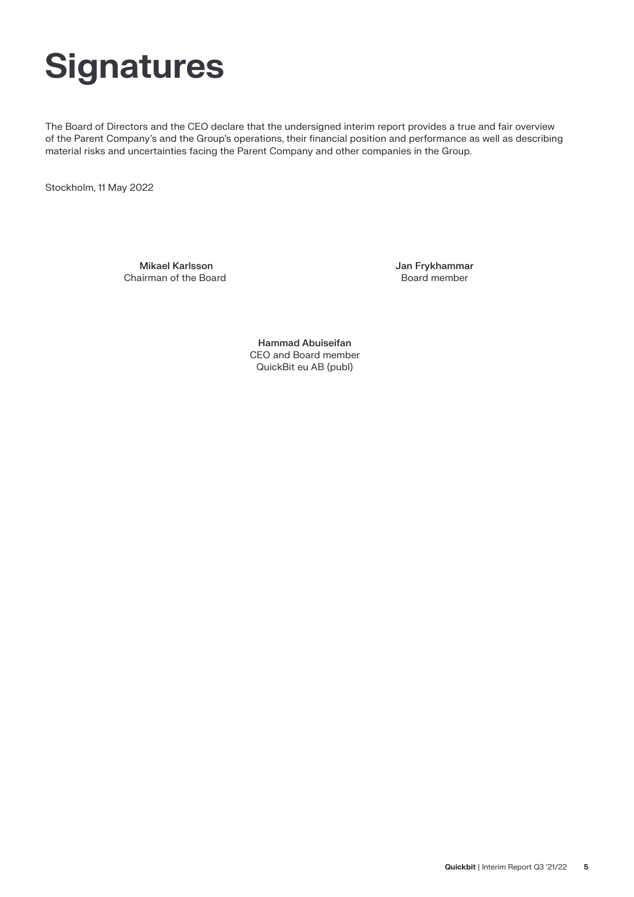# Signatures

The Board of Directors and the CEO declare that the undersigned interim report provides a true and fair overview of the Parent Company's and the Group's operations, their financial position and performance as well as describing material risks and uncertainties facing the Parent Company and other companies in the Group.

Stockholm, 11 May 2022

**Mikael Karlsson**
Chairman of the Board

**Jan Frykhammar**
Board member

**Hammad Abuiseifan**
CEO and Board member
QuickBit eu AB (publ)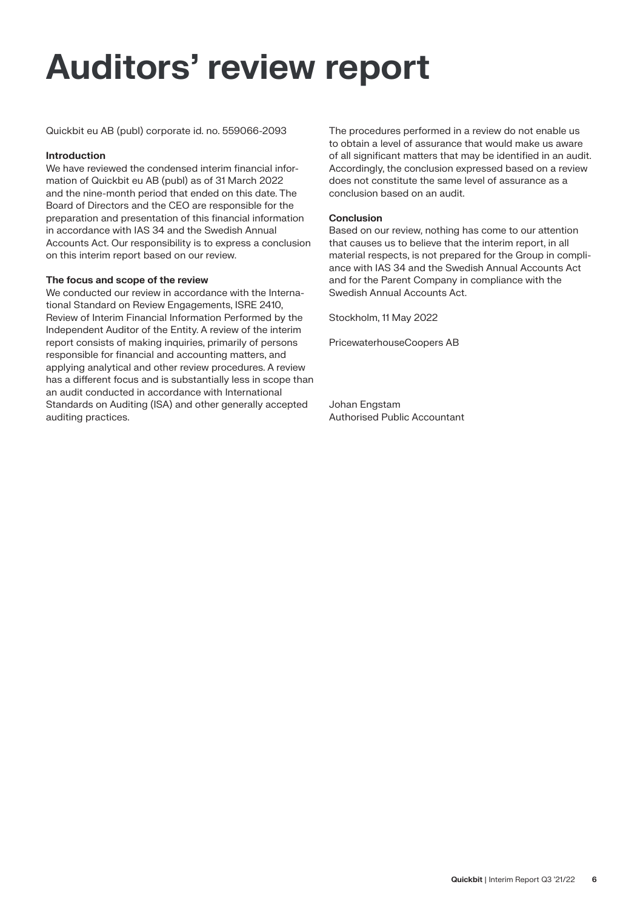# Auditors' review report

Quickbit eu AB (publ) corporate id. no. 559066-2093

**Introduction**

We have reviewed the condensed interim financial information of Quickbit eu AB (publ) as of 31 March 2022 and the nine-month period that ended on this date. The Board of Directors and the CEO are responsible for the preparation and presentation of this financial information in accordance with IAS 34 and the Swedish Annual Accounts Act. Our responsibility is to express a conclusion on this interim report based on our review.

**The focus and scope of the review**

We conducted our review in accordance with the International Standard on Review Engagements, ISRE 2410, Review of Interim Financial Information Performed by the Independent Auditor of the Entity. A review of the interim report consists of making inquiries, primarily of persons responsible for financial and accounting matters, and applying analytical and other review procedures. A review has a different focus and is substantially less in scope than an audit conducted in accordance with International Standards on Auditing (ISA) and other generally accepted auditing practices.

The procedures performed in a review do not enable us to obtain a level of assurance that would make us aware of all significant matters that may be identified in an audit. Accordingly, the conclusion expressed based on a review does not constitute the same level of assurance as a conclusion based on an audit.

**Conclusion**

Based on our review, nothing has come to our attention that causes us to believe that the interim report, in all material respects, is not prepared for the Group in compliance with IAS 34 and the Swedish Annual Accounts Act and for the Parent Company in compliance with the Swedish Annual Accounts Act.

Stockholm, 11 May 2022

PricewaterhouseCoopers AB

Johan Engstam
Authorised Public Accountant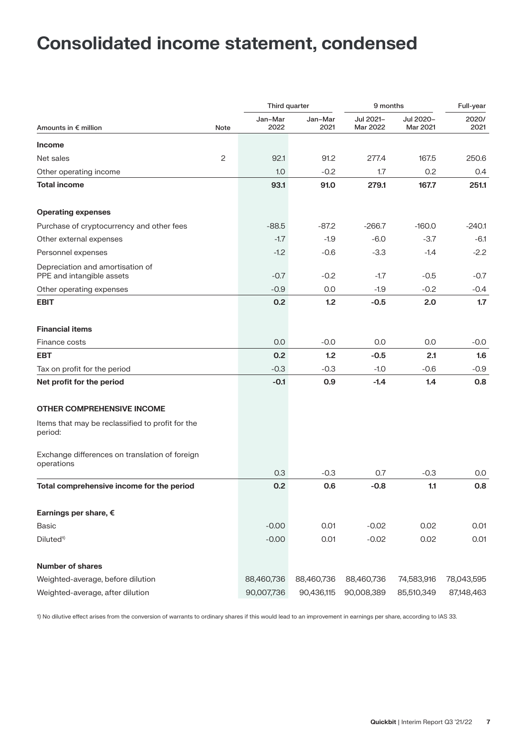# Consolidated income statement, condensed

| Amounts in € million | Note | Third quarter Jan–Mar 2022 | Third quarter Jan–Mar 2021 | 9 months Jul 2021–Mar 2022 | 9 months Jul 2020–Mar 2021 | Full-year 2020/2021 |
|---|---|---|---|---|---|---|
| **Income** | | | | | | |
| Net sales | 2 | 92.1 | 91.2 | 277.4 | 167.5 | 250.6 |
| Other operating income | | 1.0 | -0.2 | 1.7 | 0.2 | 0.4 |
| **Total income** | | **93.1** | **91.0** | **279.1** | **167.7** | **251.1** |
| | | | | | | |
| **Operating expenses** | | | | | | |
| Purchase of cryptocurrency and other fees | | -88.5 | -87.2 | -266.7 | -160.0 | -240.1 |
| Other external expenses | | -1.7 | -1.9 | -6.0 | -3.7 | -6.1 |
| Personnel expenses | | -1.2 | -0.6 | -3.3 | -1.4 | -2.2 |
| Depreciation and amortisation of PPE and intangible assets | | -0.7 | -0.2 | -1.7 | -0.5 | -0.7 |
| Other operating expenses | | -0.9 | 0.0 | -1.9 | -0.2 | -0.4 |
| **EBIT** | | **0.2** | **1.2** | **-0.5** | **2.0** | **1.7** |
| | | | | | | |
| **Financial items** | | | | | | |
| Finance costs | | 0.0 | -0.0 | 0.0 | 0.0 | -0.0 |
| **EBT** | | **0.2** | **1.2** | **-0.5** | **2.1** | **1.6** |
| Tax on profit for the period | | -0.3 | -0.3 | -1.0 | -0.6 | -0.9 |
| **Net profit for the period** | | **-0.1** | **0.9** | **-1.4** | **1.4** | **0.8** |
| | | | | | | |
| **OTHER COMPREHENSIVE INCOME** | | | | | | |
| Items that may be reclassified to profit for the period: | | | | | | |
| Exchange differences on translation of foreign operations | | 0.3 | -0.3 | 0.7 | -0.3 | 0.0 |
| **Total comprehensive income for the period** | | **0.2** | **0.6** | **-0.8** | **1.1** | **0.8** |
| | | | | | | |
| **Earnings per share, €** | | | | | | |
| Basic | | -0.00 | 0.01 | -0.02 | 0.02 | 0.01 |
| Diluted[1] | | -0.00 | 0.01 | -0.02 | 0.02 | 0.01 |
| | | | | | | |
| **Number of shares** | | | | | | |
| Weighted-average, before dilution | | 88,460,736 | 88,460,736 | 88,460,736 | 74,583,916 | 78,043,595 |
| Weighted-average, after dilution | | 90,007,736 | 90,436,115 | 90,008,389 | 85,510,349 | 87,148,463 |

1) No dilutive effect arises from the conversion of warrants to ordinary shares if this would lead to an improvement in earnings per share, according to IAS 33.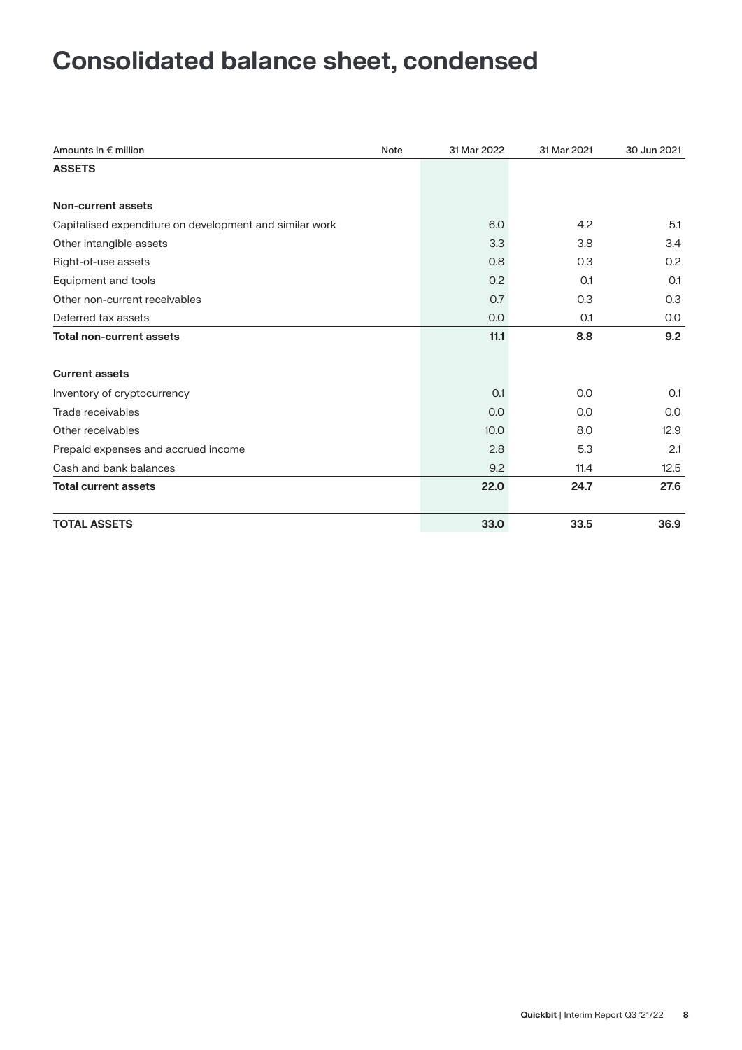# Consolidated balance sheet, condensed

| Amounts in € million | Note | 31 Mar 2022 | 31 Mar 2021 | 30 Jun 2021 |
|---|---|---|---|---|
| **ASSETS** | | | | |
| | | | | |
| **Non-current assets** | | | | |
| Capitalised expenditure on development and similar work | | 6.0 | 4.2 | 5.1 |
| Other intangible assets | | 3.3 | 3.8 | 3.4 |
| Right-of-use assets | | 0.8 | 0.3 | 0.2 |
| Equipment and tools | | 0.2 | 0.1 | 0.1 |
| Other non-current receivables | | 0.7 | 0.3 | 0.3 |
| Deferred tax assets | | 0.0 | 0.1 | 0.0 |
| **Total non-current assets** | | **11.1** | **8.8** | **9.2** |
| | | | | |
| **Current assets** | | | | |
| Inventory of cryptocurrency | | 0.1 | 0.0 | 0.1 |
| Trade receivables | | 0.0 | 0.0 | 0.0 |
| Other receivables | | 10.0 | 8.0 | 12.9 |
| Prepaid expenses and accrued income | | 2.8 | 5.3 | 2.1 |
| Cash and bank balances | | 9.2 | 11.4 | 12.5 |
| **Total current assets** | | **22.0** | **24.7** | **27.6** |
| | | | | |
| **TOTAL ASSETS** | | **33.0** | **33.5** | **36.9** |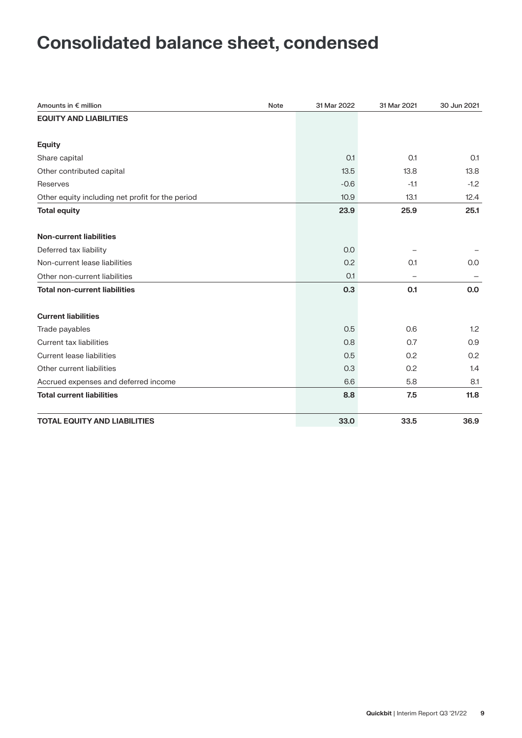# Consolidated balance sheet, condensed

| Amounts in € million | Note | 31 Mar 2022 | 31 Mar 2021 | 30 Jun 2021 |
|---|---|---|---|---|
| **EQUITY AND LIABILITIES** | | | | |
| | | | | |
| **Equity** | | | | |
| Share capital | | 0.1 | 0.1 | 0.1 |
| Other contributed capital | | 13.5 | 13.8 | 13.8 |
| Reserves | | -0.6 | -1.1 | -1.2 |
| Other equity including net profit for the period | | 10.9 | 13.1 | 12.4 |
| **Total equity** | | **23.9** | **25.9** | **25.1** |
| | | | | |
| **Non-current liabilities** | | | | |
| Deferred tax liability | | 0.0 | – | – |
| Non-current lease liabilities | | 0.2 | 0.1 | 0.0 |
| Other non-current liabilities | | 0.1 | – | – |
| **Total non-current liabilities** | | **0.3** | **0.1** | **0.0** |
| | | | | |
| **Current liabilities** | | | | |
| Trade payables | | 0.5 | 0.6 | 1.2 |
| Current tax liabilities | | 0.8 | 0.7 | 0.9 |
| Current lease liabilities | | 0.5 | 0.2 | 0.2 |
| Other current liabilities | | 0.3 | 0.2 | 1.4 |
| Accrued expenses and deferred income | | 6.6 | 5.8 | 8.1 |
| **Total current liabilities** | | **8.8** | **7.5** | **11.8** |
| | | | | |
| **TOTAL EQUITY AND LIABILITIES** | | **33.0** | **33.5** | **36.9** |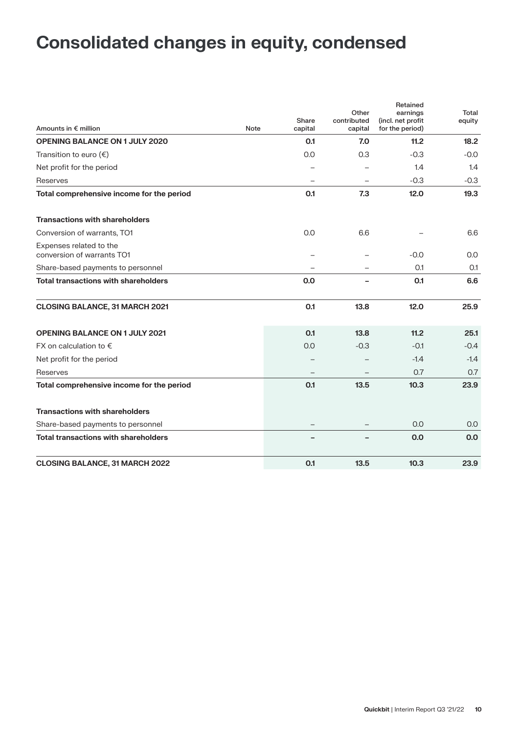# Consolidated changes in equity, condensed

| Amounts in € million | Note | Share capital | Other contributed capital | Retained earnings (incl. net profit for the period) | Total equity |
|---|---|---|---|---|---|
| **OPENING BALANCE ON 1 JULY 2020** | | **0.1** | **7.0** | **11.2** | **18.2** |
| Transition to euro (€) | | 0.0 | 0.3 | -0.3 | -0.0 |
| Net profit for the period | | – | – | 1.4 | 1.4 |
| Reserves | | – | – | -0.3 | -0.3 |
| **Total comprehensive income for the period** | | **0.1** | **7.3** | **12.0** | **19.3** |
| | | | | | |
| **Transactions with shareholders** | | | | | |
| Conversion of warrants, TO1 | | 0.0 | 6.6 | – | 6.6 |
| Expenses related to the conversion of warrants TO1 | | – | – | -0.0 | 0.0 |
| Share-based payments to personnel | | – | – | 0.1 | 0.1 |
| **Total transactions with shareholders** | | **0.0** | **–** | **0.1** | **6.6** |
| | | | | | |
| **CLOSING BALANCE, 31 MARCH 2021** | | **0.1** | **13.8** | **12.0** | **25.9** |
| | | | | | |
| **OPENING BALANCE ON 1 JULY 2021** | | **0.1** | **13.8** | **11.2** | **25.1** |
| FX on calculation to € | | 0.0 | -0.3 | -0.1 | -0.4 |
| Net profit for the period | | – | – | -1.4 | -1.4 |
| Reserves | | – | – | 0.7 | 0.7 |
| **Total comprehensive income for the period** | | **0.1** | **13.5** | **10.3** | **23.9** |
| | | | | | |
| **Transactions with shareholders** | | | | | |
| Share-based payments to personnel | | – | – | 0.0 | 0.0 |
| **Total transactions with shareholders** | | **–** | **–** | **0.0** | **0.0** |
| | | | | | |
| **CLOSING BALANCE, 31 MARCH 2022** | | **0.1** | **13.5** | **10.3** | **23.9** |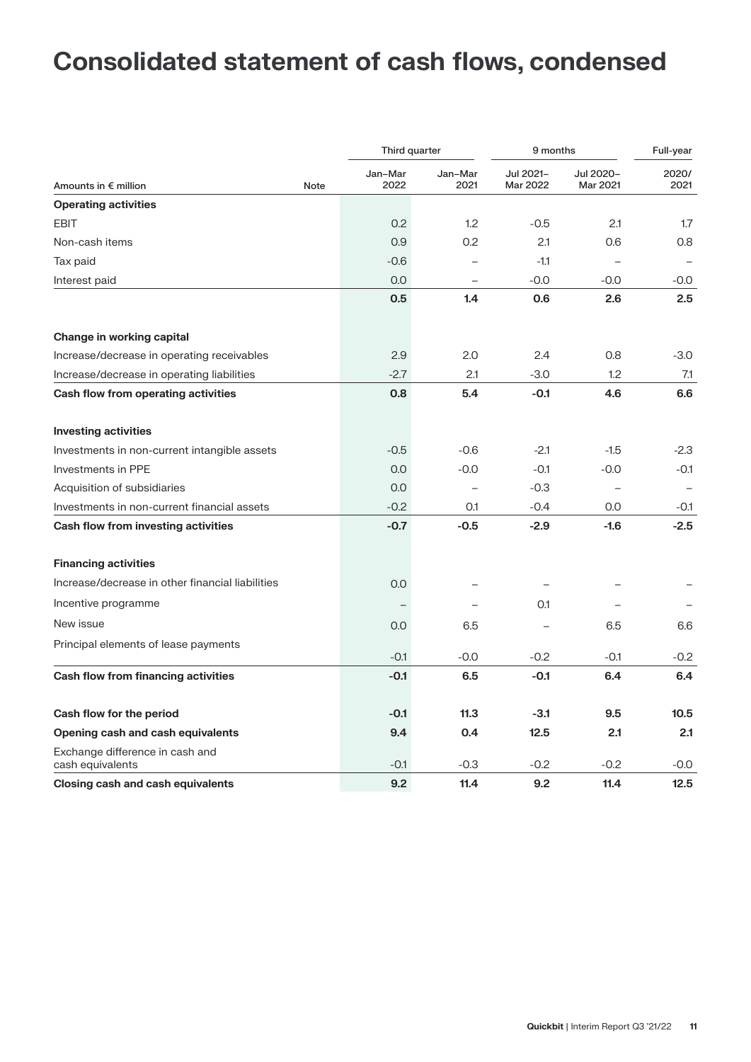# Consolidated statement of cash flows, condensed

| Amounts in € million | Note | Third quarter Jan–Mar 2022 | Third quarter Jan–Mar 2021 | 9 months Jul 2021–Mar 2022 | 9 months Jul 2020–Mar 2021 | Full-year 2020/2021 |
|---|---|---|---|---|---|---|
| **Operating activities** | | | | | | |
| EBIT | | 0.2 | 1.2 | -0.5 | 2.1 | 1.7 |
| Non-cash items | | 0.9 | 0.2 | 2.1 | 0.6 | 0.8 |
| Tax paid | | -0.6 | – | -1.1 | – | – |
| Interest paid | | 0.0 | – | -0.0 | -0.0 | -0.0 |
| | | **0.5** | **1.4** | **0.6** | **2.6** | **2.5** |
| **Change in working capital** | | | | | | |
| Increase/decrease in operating receivables | | 2.9 | 2.0 | 2.4 | 0.8 | -3.0 |
| Increase/decrease in operating liabilities | | -2.7 | 2.1 | -3.0 | 1.2 | 7.1 |
| **Cash flow from operating activities** | | **0.8** | **5.4** | **-0.1** | **4.6** | **6.6** |
| **Investing activities** | | | | | | |
| Investments in non-current intangible assets | | -0.5 | -0.6 | -2.1 | -1.5 | -2.3 |
| Investments in PPE | | 0.0 | -0.0 | -0.1 | -0.0 | -0.1 |
| Acquisition of subsidiaries | | 0.0 | – | -0.3 | – | – |
| Investments in non-current financial assets | | -0.2 | 0.1 | -0.4 | 0.0 | -0.1 |
| **Cash flow from investing activities** | | **-0.7** | **-0.5** | **-2.9** | **-1.6** | **-2.5** |
| **Financing activities** | | | | | | |
| Increase/decrease in other financial liabilities | | 0.0 | – | – | – | – |
| Incentive programme | | – | – | 0.1 | – | – |
| New issue | | 0.0 | 6.5 | – | 6.5 | 6.6 |
| Principal elements of lease payments | | -0.1 | -0.0 | -0.2 | -0.1 | -0.2 |
| **Cash flow from financing activities** | | **-0.1** | **6.5** | **-0.1** | **6.4** | **6.4** |
| **Cash flow for the period** | | **-0.1** | **11.3** | **-3.1** | **9.5** | **10.5** |
| **Opening cash and cash equivalents** | | **9.4** | **0.4** | **12.5** | **2.1** | **2.1** |
| Exchange difference in cash and cash equivalents | | -0.1 | -0.3 | -0.2 | -0.2 | -0.0 |
| **Closing cash and cash equivalents** | | **9.2** | **11.4** | **9.2** | **11.4** | **12.5** |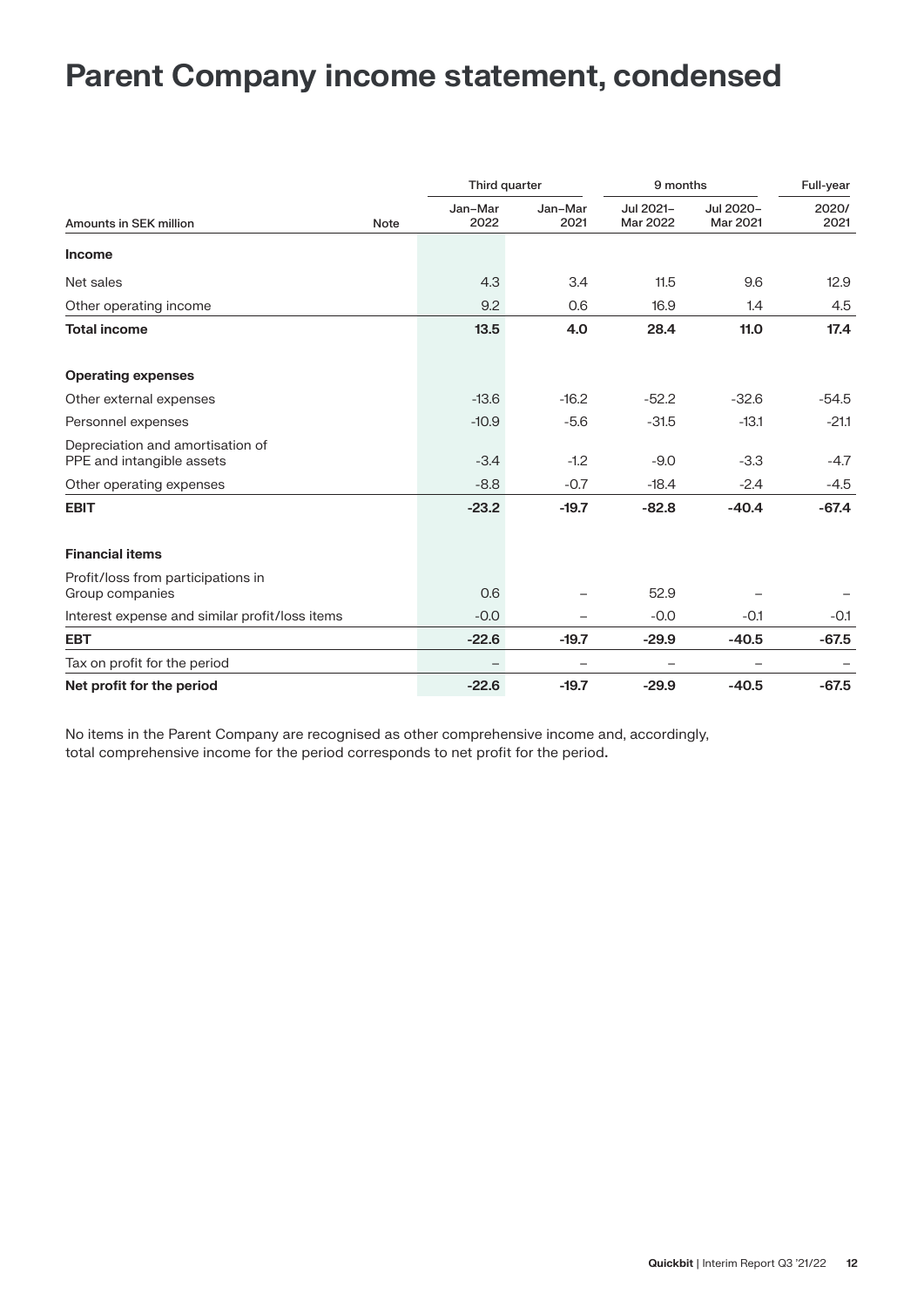# Parent Company income statement, condensed

| Amounts in SEK million | Note | Third quarter | | 9 months | | Full-year |
|---|---|---|---|---|---|---|
| | | Jan–Mar 2022 | Jan–Mar 2021 | Jul 2021–Mar 2022 | Jul 2020–Mar 2021 | 2020/2021 |
| **Income** | | | | | | |
| Net sales | | 4.3 | 3.4 | 11.5 | 9.6 | 12.9 |
| Other operating income | | 9.2 | 0.6 | 16.9 | 1.4 | 4.5 |
| **Total income** | | **13.5** | **4.0** | **28.4** | **11.0** | **17.4** |
| **Operating expenses** | | | | | | |
| Other external expenses | | -13.6 | -16.2 | -52.2 | -32.6 | -54.5 |
| Personnel expenses | | -10.9 | -5.6 | -31.5 | -13.1 | -21.1 |
| Depreciation and amortisation of PPE and intangible assets | | -3.4 | -1.2 | -9.0 | -3.3 | -4.7 |
| Other operating expenses | | -8.8 | -0.7 | -18.4 | -2.4 | -4.5 |
| **EBIT** | | **-23.2** | **-19.7** | **-82.8** | **-40.4** | **-67.4** |
| **Financial items** | | | | | | |
| Profit/loss from participations in Group companies | | 0.6 | – | 52.9 | – | – |
| Interest expense and similar profit/loss items | | -0.0 | – | -0.0 | -0.1 | -0.1 |
| **EBT** | | **-22.6** | **-19.7** | **-29.9** | **-40.5** | **-67.5** |
| Tax on profit for the period | | – | – | – | – | – |
| **Net profit for the period** | | **-22.6** | **-19.7** | **-29.9** | **-40.5** | **-67.5** |

No items in the Parent Company are recognised as other comprehensive income and, accordingly, total comprehensive income for the period corresponds to net profit for the period.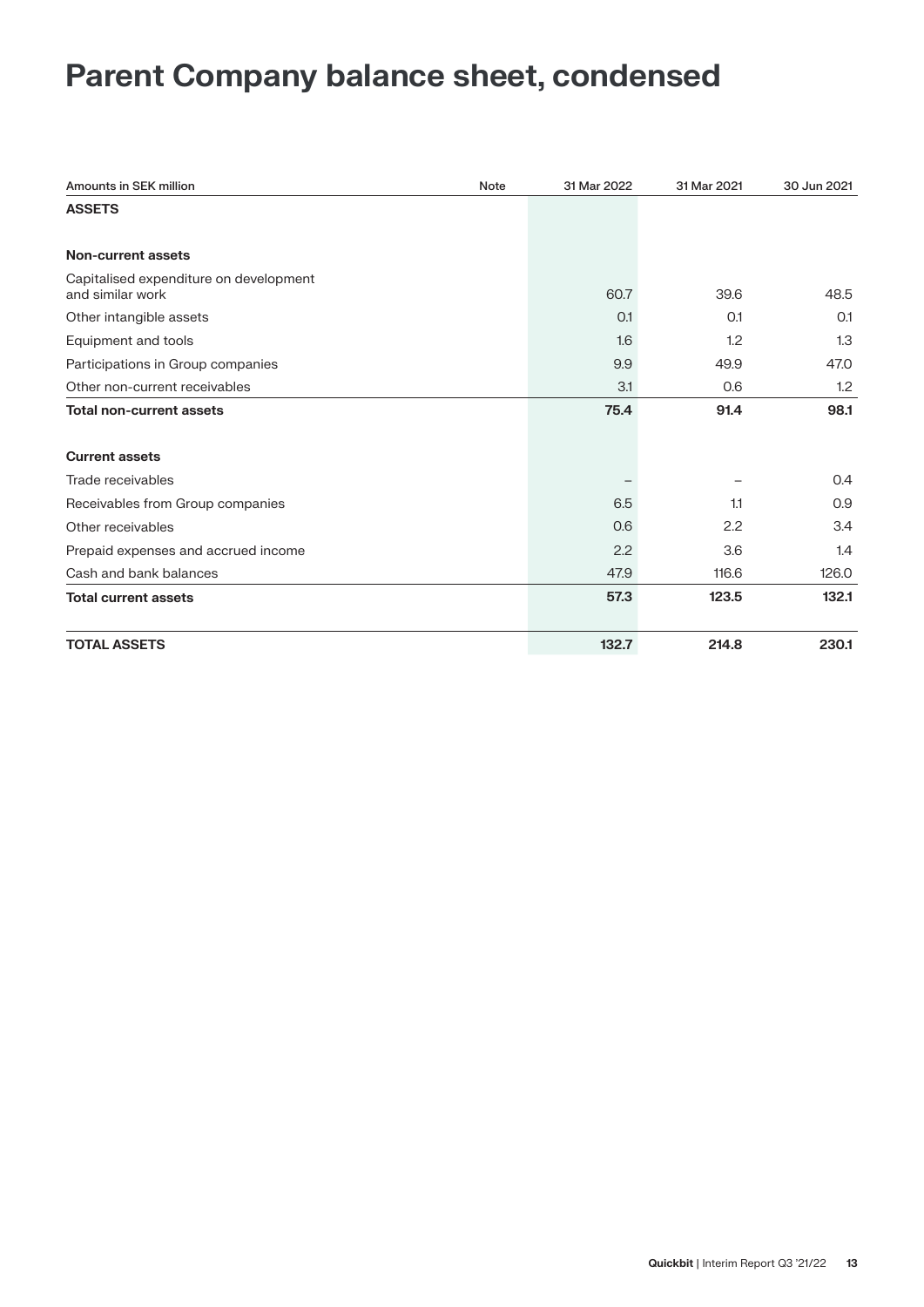# Parent Company balance sheet, condensed

| Amounts in SEK million | Note | 31 Mar 2022 | 31 Mar 2021 | 30 Jun 2021 |
|---|---|---|---|---|
| **ASSETS** | | | | |
| | | | | |
| **Non-current assets** | | | | |
| Capitalised expenditure on development and similar work | | 60.7 | 39.6 | 48.5 |
| Other intangible assets | | 0.1 | 0.1 | 0.1 |
| Equipment and tools | | 1.6 | 1.2 | 1.3 |
| Participations in Group companies | | 9.9 | 49.9 | 47.0 |
| Other non-current receivables | | 3.1 | 0.6 | 1.2 |
| **Total non-current assets** | | **75.4** | **91.4** | **98.1** |
| | | | | |
| **Current assets** | | | | |
| Trade receivables | | – | – | 0.4 |
| Receivables from Group companies | | 6.5 | 1.1 | 0.9 |
| Other receivables | | 0.6 | 2.2 | 3.4 |
| Prepaid expenses and accrued income | | 2.2 | 3.6 | 1.4 |
| Cash and bank balances | | 47.9 | 116.6 | 126.0 |
| **Total current assets** | | **57.3** | **123.5** | **132.1** |
| | | | | |
| **TOTAL ASSETS** | | **132.7** | **214.8** | **230.1** |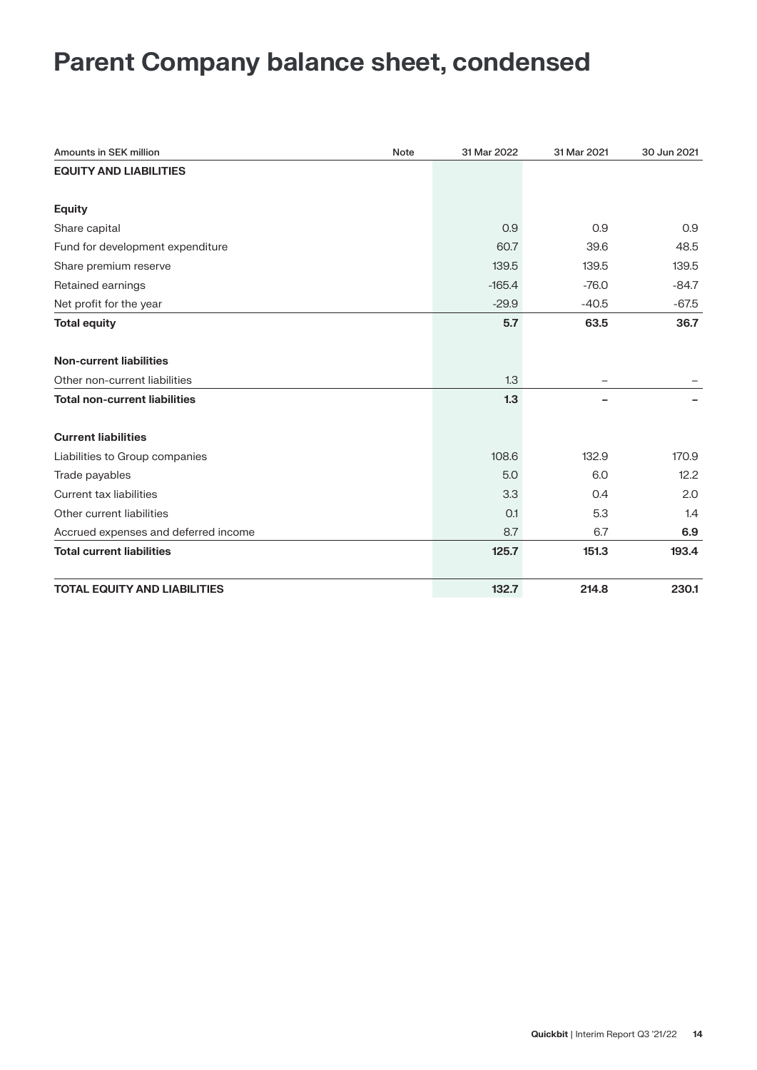# Parent Company balance sheet, condensed

| Amounts in SEK million | Note | 31 Mar 2022 | 31 Mar 2021 | 30 Jun 2021 |
|---|---|---|---|---|
| **EQUITY AND LIABILITIES** | | | | |
| | | | | |
| **Equity** | | | | |
| Share capital | | 0.9 | 0.9 | 0.9 |
| Fund for development expenditure | | 60.7 | 39.6 | 48.5 |
| Share premium reserve | | 139.5 | 139.5 | 139.5 |
| Retained earnings | | -165.4 | -76.0 | -84.7 |
| Net profit for the year | | -29.9 | -40.5 | -67.5 |
| **Total equity** | | **5.7** | **63.5** | **36.7** |
| | | | | |
| **Non-current liabilities** | | | | |
| Other non-current liabilities | | 1.3 | – | – |
| **Total non-current liabilities** | | **1.3** | **–** | **–** |
| | | | | |
| **Current liabilities** | | | | |
| Liabilities to Group companies | | 108.6 | 132.9 | 170.9 |
| Trade payables | | 5.0 | 6.0 | 12.2 |
| Current tax liabilities | | 3.3 | 0.4 | 2.0 |
| Other current liabilities | | 0.1 | 5.3 | 1.4 |
| Accrued expenses and deferred income | | 8.7 | 6.7 | **6.9** |
| **Total current liabilities** | | **125.7** | **151.3** | **193.4** |
| | | | | |
| **TOTAL EQUITY AND LIABILITIES** | | **132.7** | **214.8** | **230.1** |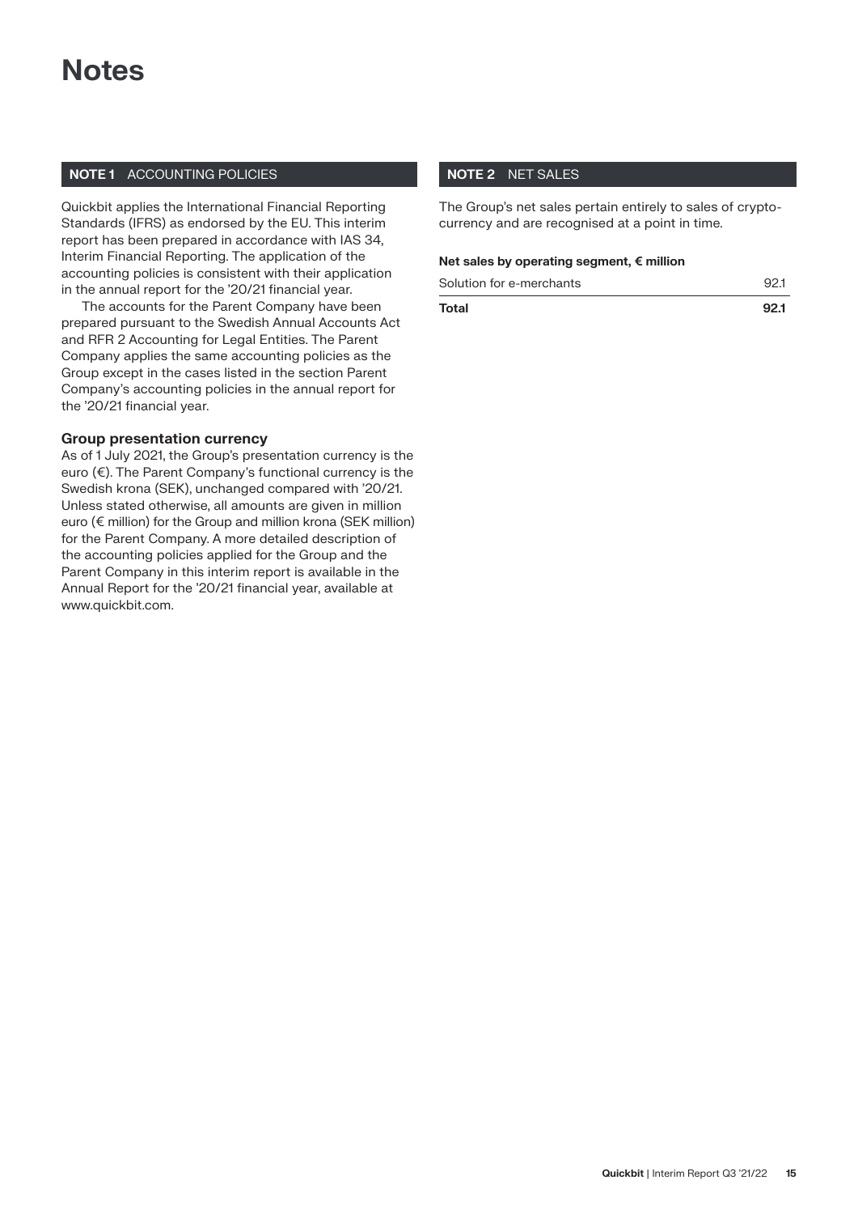# Notes

## NOTE 1 ACCOUNTING POLICIES

Quickbit applies the International Financial Reporting Standards (IFRS) as endorsed by the EU. This interim report has been prepared in accordance with IAS 34, Interim Financial Reporting. The application of the accounting policies is consistent with their application in the annual report for the '20/21 financial year.

The accounts for the Parent Company have been prepared pursuant to the Swedish Annual Accounts Act and RFR 2 Accounting for Legal Entities. The Parent Company applies the same accounting policies as the Group except in the cases listed in the section Parent Company's accounting policies in the annual report for the '20/21 financial year.

### Group presentation currency

As of 1 July 2021, the Group's presentation currency is the euro (€). The Parent Company's functional currency is the Swedish krona (SEK), unchanged compared with '20/21. Unless stated otherwise, all amounts are given in million euro (€ million) for the Group and million krona (SEK million) for the Parent Company. A more detailed description of the accounting policies applied for the Group and the Parent Company in this interim report is available in the Annual Report for the '20/21 financial year, available at www.quickbit.com.

## NOTE 2 NET SALES

The Group's net sales pertain entirely to sales of crypto-currency and are recognised at a point in time.

**Net sales by operating segment, € million**

| | |
|---|---|
| Solution for e-merchants | 92.1 |
| **Total** | **92.1** |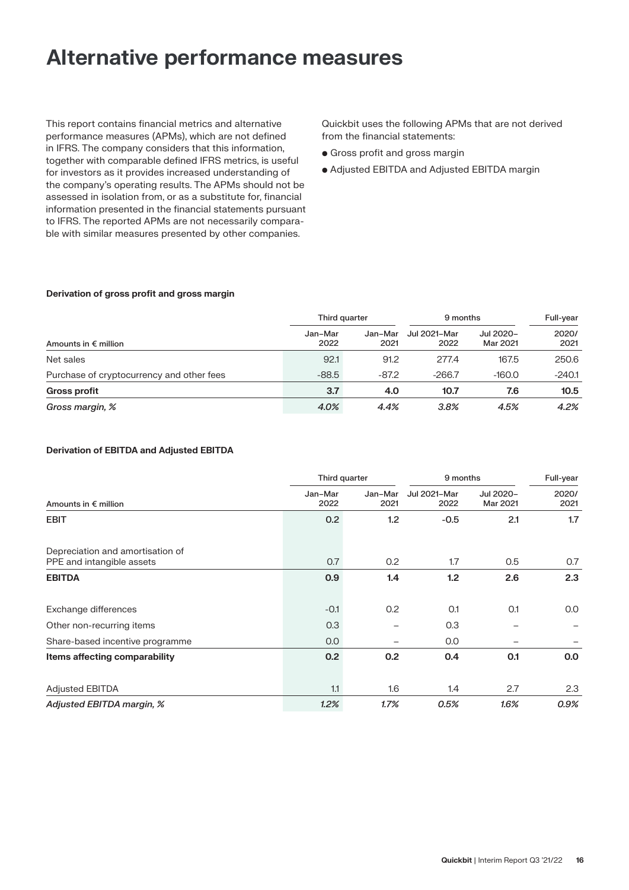# Alternative performance measures

This report contains financial metrics and alternative performance measures (APMs), which are not defined in IFRS. The company considers that this information, together with comparable defined IFRS metrics, is useful for investors as it provides increased understanding of the company's operating results. The APMs should not be assessed in isolation from, or as a substitute for, financial information presented in the financial statements pursuant to IFRS. The reported APMs are not necessarily comparable with similar measures presented by other companies.

Quickbit uses the following APMs that are not derived from the financial statements:

- Gross profit and gross margin
- Adjusted EBITDA and Adjusted EBITDA margin

**Derivation of gross profit and gross margin**

| | Third quarter | | 9 months | | Full-year |
|---|---|---|---|---|---|
| Amounts in € million | Jan–Mar 2022 | Jan–Mar 2021 | Jul 2021–Mar 2022 | Jul 2020–Mar 2021 | 2020/2021 |
| Net sales | 92.1 | 91.2 | 277.4 | 167.5 | 250.6 |
| Purchase of cryptocurrency and other fees | -88.5 | -87.2 | -266.7 | -160.0 | -240.1 |
| **Gross profit** | **3.7** | **4.0** | **10.7** | **7.6** | **10.5** |
| *Gross margin, %* | *4.0%* | *4.4%* | *3.8%* | *4.5%* | *4.2%* |

**Derivation of EBITDA and Adjusted EBITDA**

| | Third quarter | | 9 months | | Full-year |
|---|---|---|---|---|---|
| Amounts in € million | Jan–Mar 2022 | Jan–Mar 2021 | Jul 2021–Mar 2022 | Jul 2020–Mar 2021 | 2020/2021 |
| EBIT | 0.2 | 1.2 | -0.5 | 2.1 | 1.7 |
| Depreciation and amortisation of PPE and intangible assets | 0.7 | 0.2 | 1.7 | 0.5 | 0.7 |
| **EBITDA** | **0.9** | **1.4** | **1.2** | **2.6** | **2.3** |
| Exchange differences | -0.1 | 0.2 | 0.1 | 0.1 | 0.0 |
| Other non-recurring items | 0.3 | – | 0.3 | – | – |
| Share-based incentive programme | 0.0 | – | 0.0 | – | – |
| **Items affecting comparability** | **0.2** | **0.2** | **0.4** | **0.1** | **0.0** |
| Adjusted EBITDA | 1.1 | 1.6 | 1.4 | 2.7 | 2.3 |
| *Adjusted EBITDA margin, %* | *1.2%* | *1.7%* | *0.5%* | *1.6%* | *0.9%* |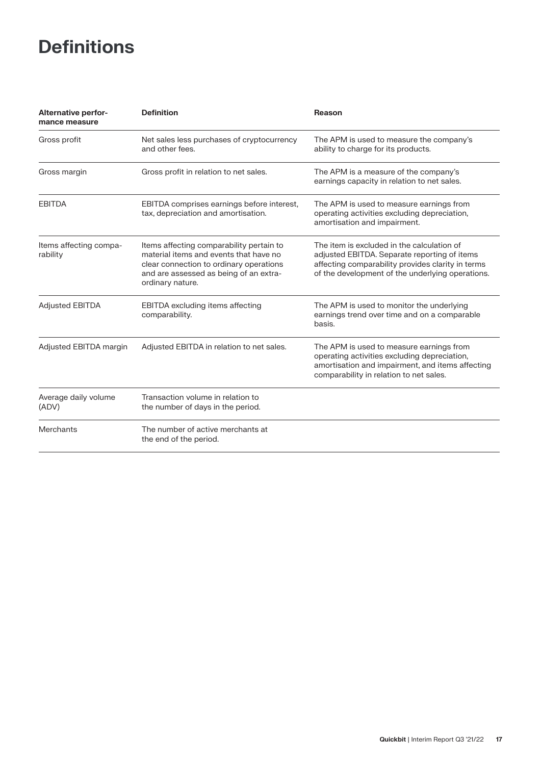# Definitions

| Alternative performance measure | Definition | Reason |
|---|---|---|
| Gross profit | Net sales less purchases of cryptocurrency and other fees. | The APM is used to measure the company's ability to charge for its products. |
| Gross margin | Gross profit in relation to net sales. | The APM is a measure of the company's earnings capacity in relation to net sales. |
| EBITDA | EBITDA comprises earnings before interest, tax, depreciation and amortisation. | The APM is used to measure earnings from operating activities excluding depreciation, amortisation and impairment. |
| Items affecting comparability | Items affecting comparability pertain to material items and events that have no clear connection to ordinary operations and are assessed as being of an extraordinary nature. | The item is excluded in the calculation of adjusted EBITDA. Separate reporting of items affecting comparability provides clarity in terms of the development of the underlying operations. |
| Adjusted EBITDA | EBITDA excluding items affecting comparability. | The APM is used to monitor the underlying earnings trend over time and on a comparable basis. |
| Adjusted EBITDA margin | Adjusted EBITDA in relation to net sales. | The APM is used to measure earnings from operating activities excluding depreciation, amortisation and impairment, and items affecting comparability in relation to net sales. |
| Average daily volume (ADV) | Transaction volume in relation to the number of days in the period. | |
| Merchants | The number of active merchants at the end of the period. | |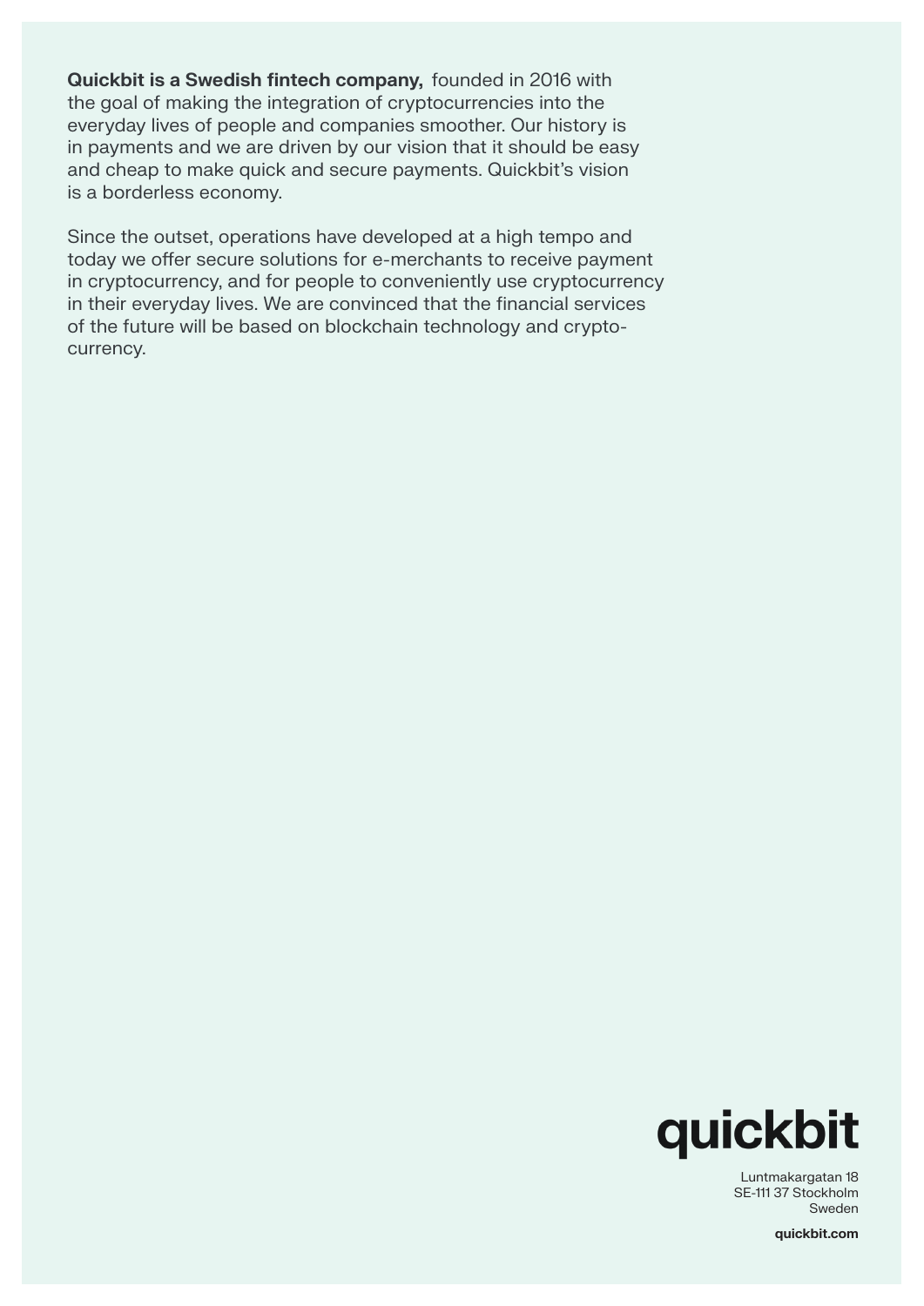**Quickbit is a Swedish fintech company,** founded in 2016 with the goal of making the integration of cryptocurrencies into the everyday lives of people and companies smoother. Our history is in payments and we are driven by our vision that it should be easy and cheap to make quick and secure payments. Quickbit's vision is a borderless economy.

Since the outset, operations have developed at a high tempo and today we offer secure solutions for e-merchants to receive payment in cryptocurrency, and for people to conveniently use cryptocurrency in their everyday lives. We are convinced that the financial services of the future will be based on blockchain technology and cryptocurrency.

**quickbit**

Luntmakargatan 18
SE-111 37 Stockholm
Sweden

**quickbit.com**